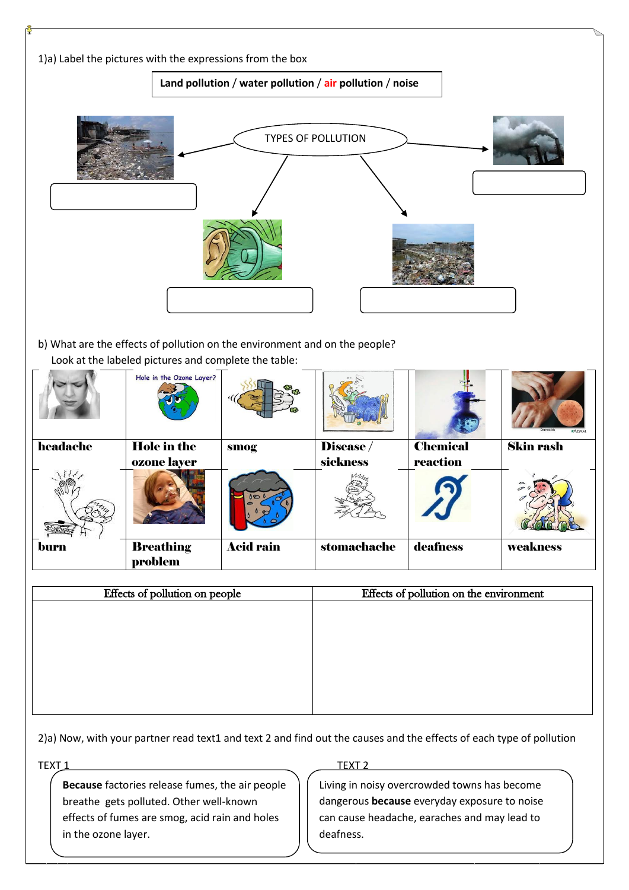1)a) Label the pictures with the expressions from the box

**Land pollution / water pollution / air pollution / noise**

TYPES OF POLLUTION

b) What are the effects of pollution on the environment and on the people?
Look at the labeled pictures and complete the table:

| | | | | | |
|---|---|---|---|---|---|
| headache | Hole in the ozone layer | smog | Disease / sickness | Chemical reaction | Skin rash |
| burn | Breathing problem | Acid rain | stomachache | deafness | weakness |

| Effects of pollution on people | Effects of pollution on the environment |
|---|---|
| | |

2)a) Now, with your partner read text1 and text 2 and find out the causes and the effects of each type of pollution

TEXT 1

**Because** factories release fumes, the air people breathe gets polluted. Other well-known effects of fumes are smog, acid rain and holes in the ozone layer.

TEXT 2

Living in noisy overcrowded towns has become dangerous **because** everyday exposure to noise can cause headache, earaches and may lead to deafness.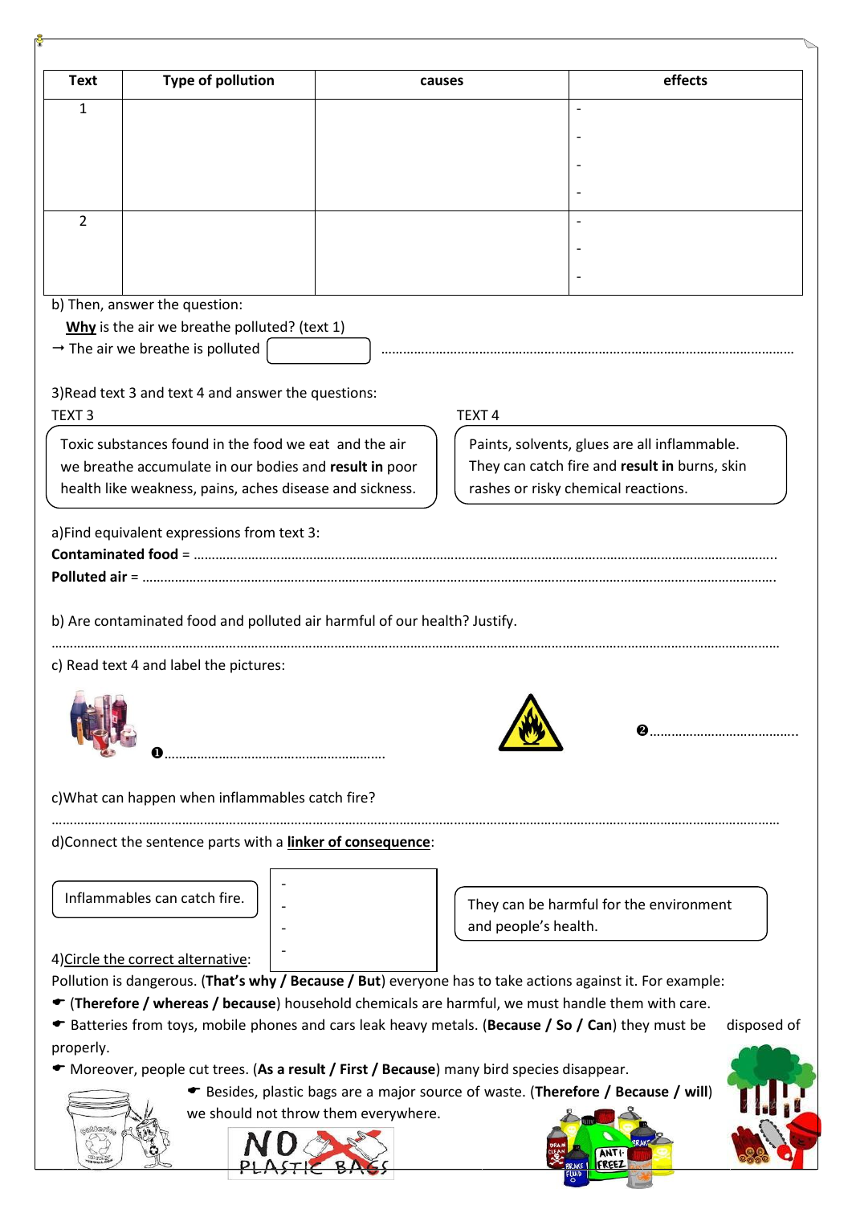| Text | Type of pollution | causes | effects |
|---|---|---|---|
| 1 | | | -<br>-<br>-<br>- |
| 2 | | | -<br>-<br>- |

b) Then, answer the question:

**Why** is the air we breathe polluted? (text 1)

→ The air we breathe is polluted [ ] ……………………………………………………………………………………………

3)Read text 3 and text 4 and answer the questions:

TEXT 3

Toxic substances found in the food we eat and the air we breathe accumulate in our bodies and **result in** poor health like weakness, pains, aches disease and sickness.

TEXT 4

Paints, solvents, glues are all inflammable. They can catch fire and **result in** burns, skin rashes or risky chemical reactions.

a)Find equivalent expressions from text 3:

**Contaminated food** = ……………………………………………………………………………………………………………………………

**Polluted air** = ………………………………………………………………………………………………………………………………………

b) Are contaminated food and polluted air harmful of our health? Justify.

……………………………………………………………………………………………………………………………………………………………

c) Read text 4 and label the pictures:

❶……………………………………………………

❷…………………………………..

c)What can happen when inflammables catch fire?

……………………………………………………………………………………………………………………………………………………………

d)Connect the sentence parts with a **linker of consequence**:

Inflammables can catch fire.

-
-
-
-

They can be harmful for the environment and people's health.

4)Circle the correct alternative:

Pollution is dangerous. (**That's why / Because / But**) everyone has to take actions against it. For example:

☛ (**Therefore / whereas / because**) household chemicals are harmful, we must handle them with care.

☛ Batteries from toys, mobile phones and cars leak heavy metals. (**Because / So / Can**) they must be disposed of properly.

☛ Moreover, people cut trees. (**As a result / First / Because**) many bird species disappear.

☛ Besides, plastic bags are a major source of waste. (**Therefore / Because / will**) we should not throw them everywhere.